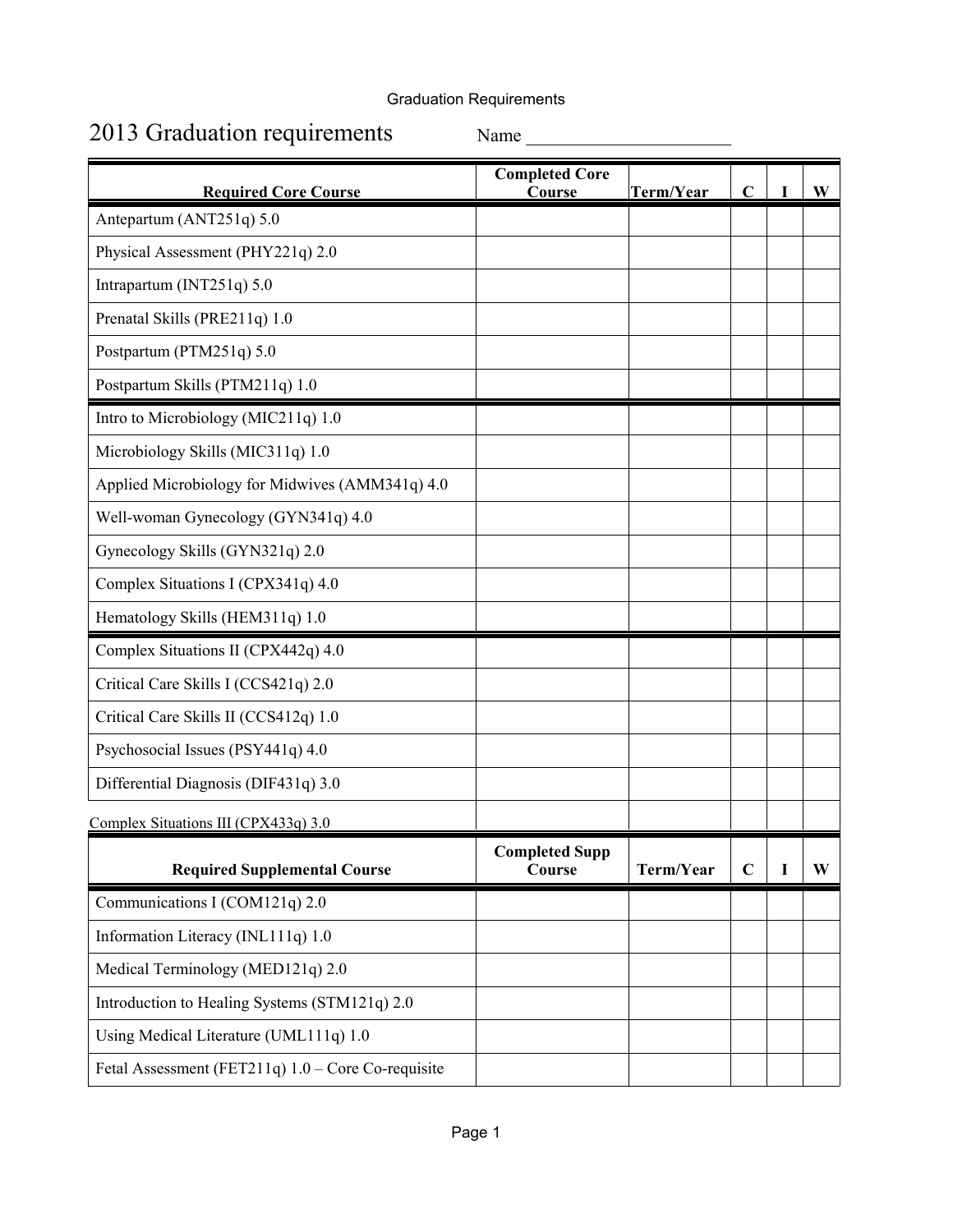# 2013 Graduation requirements

Name ______________________

| Required Core Course | Completed Core Course | Term/Year | C | I | W |
|---|---|---|---|---|---|
| Antepartum (ANT251q) 5.0 | | | | | |
| Physical Assessment (PHY221q) 2.0 | | | | | |
| Intrapartum (INT251q) 5.0 | | | | | |
| Prenatal Skills (PRE211q) 1.0 | | | | | |
| Postpartum (PTM251q) 5.0 | | | | | |
| Postpartum Skills (PTM211q) 1.0 | | | | | |
| Intro to Microbiology (MIC211q) 1.0 | | | | | |
| Microbiology Skills (MIC311q) 1.0 | | | | | |
| Applied Microbiology for Midwives (AMM341q) 4.0 | | | | | |
| Well-woman Gynecology (GYN341q) 4.0 | | | | | |
| Gynecology Skills (GYN321q) 2.0 | | | | | |
| Complex Situations I (CPX341q) 4.0 | | | | | |
| Hematology Skills (HEM311q) 1.0 | | | | | |
| Complex Situations II (CPX442q) 4.0 | | | | | |
| Critical Care Skills I (CCS421q) 2.0 | | | | | |
| Critical Care Skills II (CCS412q) 1.0 | | | | | |
| Psychosocial Issues (PSY441q) 4.0 | | | | | |
| Differential Diagnosis (DIF431q) 3.0 | | | | | |
| Complex Situations III (CPX433q) 3.0 | | | | | |

| Required Supplemental Course | Completed Supp Course | Term/Year | C | I | W |
|---|---|---|---|---|---|
| Communications I (COM121q) 2.0 | | | | | |
| Information Literacy (INL111q) 1.0 | | | | | |
| Medical Terminology (MED121q) 2.0 | | | | | |
| Introduction to Healing Systems (STM121q) 2.0 | | | | | |
| Using Medical Literature (UML111q) 1.0 | | | | | |
| Fetal Assessment (FET211q) 1.0 – Core Co-requisite | | | | | |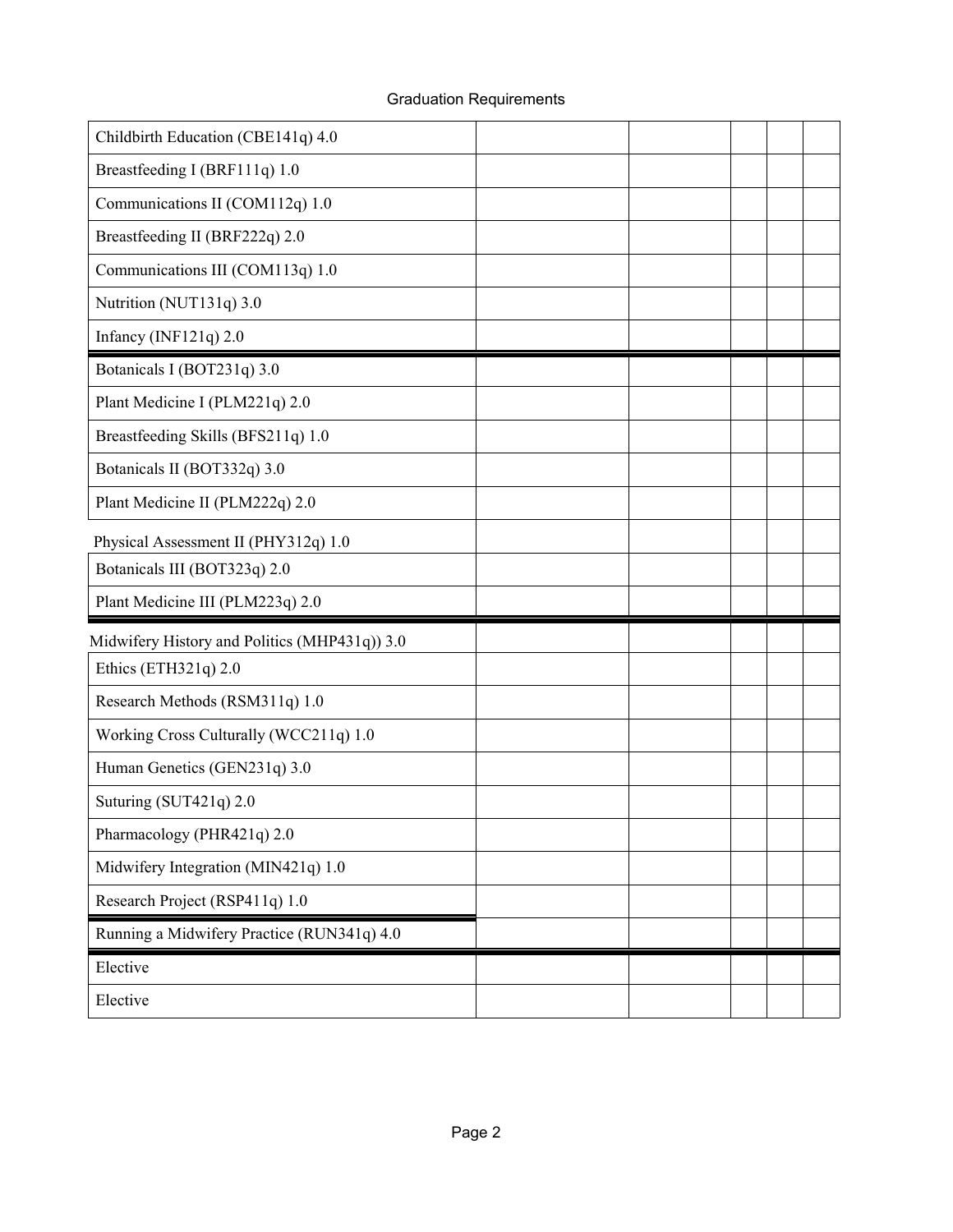Graduation Requirements

| | | | | | |
|---|---|---|---|---|---|
| Childbirth Education (CBE141q) 4.0 | | | | | |
| Breastfeeding I (BRF111q) 1.0 | | | | | |
| Communications II (COM112q) 1.0 | | | | | |
| Breastfeeding II (BRF222q) 2.0 | | | | | |
| Communications III (COM113q) 1.0 | | | | | |
| Nutrition (NUT131q) 3.0 | | | | | |
| Infancy (INF121q) 2.0 | | | | | |
| Botanicals I (BOT231q) 3.0 | | | | | |
| Plant Medicine I (PLM221q) 2.0 | | | | | |
| Breastfeeding Skills (BFS211q) 1.0 | | | | | |
| Botanicals II (BOT332q) 3.0 | | | | | |
| Plant Medicine II (PLM222q) 2.0 | | | | | |
| Physical Assessment II (PHY312q) 1.0 | | | | | |
| Botanicals III (BOT323q) 2.0 | | | | | |
| Plant Medicine III (PLM223q) 2.0 | | | | | |
| Midwifery History and Politics (MHP431q)) 3.0 | | | | | |
| Ethics (ETH321q) 2.0 | | | | | |
| Research Methods (RSM311q) 1.0 | | | | | |
| Working Cross Culturally (WCC211q) 1.0 | | | | | |
| Human Genetics (GEN231q) 3.0 | | | | | |
| Suturing (SUT421q) 2.0 | | | | | |
| Pharmacology (PHR421q) 2.0 | | | | | |
| Midwifery Integration (MIN421q) 1.0 | | | | | |
| Research Project (RSP411q) 1.0 | | | | | |
| Running a Midwifery Practice (RUN341q) 4.0 | | | | | |
| Elective | | | | | |
| Elective | | | | | |